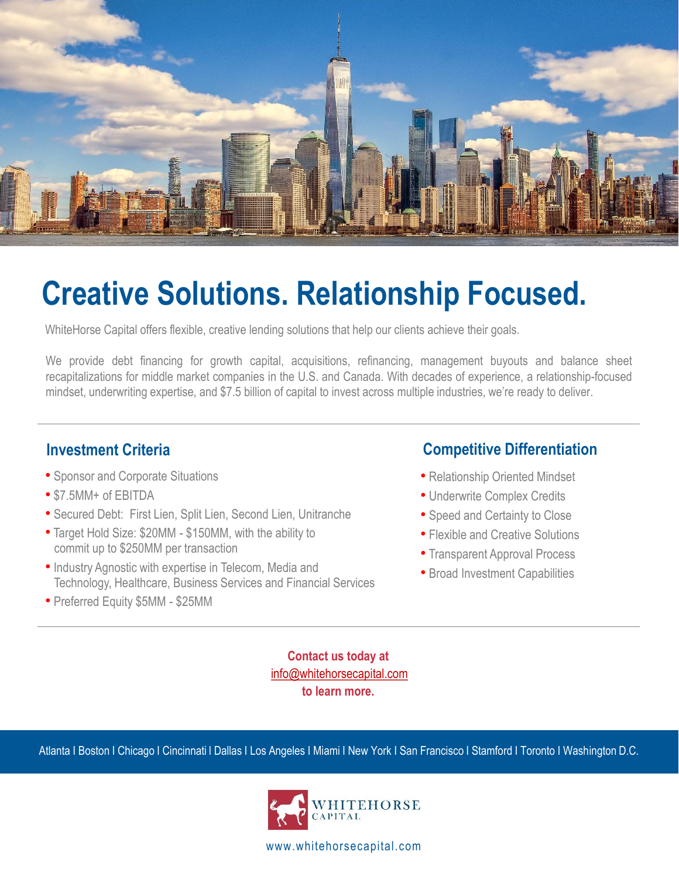# Creative Solutions. Relationship Focused.

WhiteHorse Capital offers flexible, creative lending solutions that help our clients achieve their goals.

We provide debt financing for growth capital, acquisitions, refinancing, management buyouts and balance sheet recapitalizations for middle market companies in the U.S. and Canada. With decades of experience, a relationship-focused mindset, underwriting expertise, and $7.5 billion of capital to invest across multiple industries, we're ready to deliver.

## Investment Criteria

- Sponsor and Corporate Situations
- $7.5MM+ of EBITDA
- Secured Debt: First Lien, Split Lien, Second Lien, Unitranche
- Target Hold Size: $20MM - $150MM, with the ability to commit up to $250MM per transaction
- Industry Agnostic with expertise in Telecom, Media and Technology, Healthcare, Business Services and Financial Services
- Preferred Equity $5MM - $25MM

## Competitive Differentiation

- Relationship Oriented Mindset
- Underwrite Complex Credits
- Speed and Certainty to Close
- Flexible and Creative Solutions
- Transparent Approval Process
- Broad Investment Capabilities

**Contact us today at**
info@whitehorsecapital.com
**to learn more.**

Atlanta I Boston I Chicago I Cincinnati I Dallas I Los Angeles I Miami I New York I San Francisco I Stamford I Toronto I Washington D.C.

WHITEHORSE CAPITAL

www.whitehorsecapital.com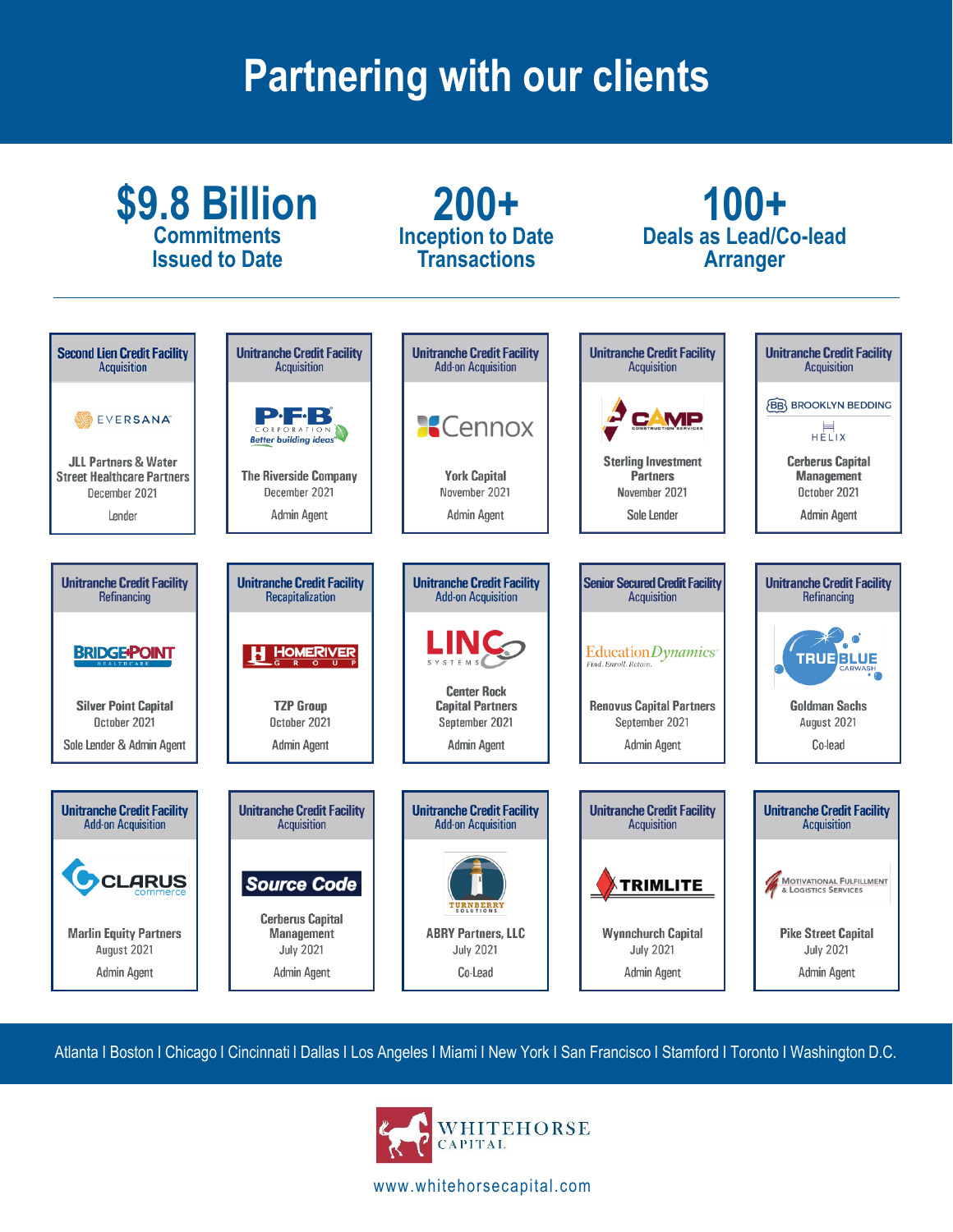# Partnering with our clients

**$9.8 Billion**
Commitments Issued to Date

**200+**
Inception to Date Transactions

**100+**
Deals as Lead/Co-lead Arranger

---

**Second Lien Credit Facility**
Acquisition
EVERSANA
JLL Partners & Water Street Healthcare Partners
December 2021
Lender

**Unitranche Credit Facility**
Acquisition
PFB Corporation — Better building ideas
The Riverside Company
December 2021
Admin Agent

**Unitranche Credit Facility**
Add-on Acquisition
Cennox
York Capital
November 2021
Admin Agent

**Unitranche Credit Facility**
Acquisition
CAMP Construction Services
Sterling Investment Partners
November 2021
Sole Lender

**Unitranche Credit Facility**
Acquisition
Brooklyn Bedding / Helix
Cerberus Capital Management
October 2021
Admin Agent

**Unitranche Credit Facility**
Refinancing
BridgePoint Healthcare
Silver Point Capital
October 2021
Sole Lender & Admin Agent

**Unitranche Credit Facility**
Recapitalization
HomeRiver Group
TZP Group
October 2021
Admin Agent

**Unitranche Credit Facility**
Add-on Acquisition
LINC Systems
Center Rock Capital Partners
September 2021
Admin Agent

**Senior Secured Credit Facility**
Acquisition
EducationDynamics — Find. Enroll. Retain.
Renovus Capital Partners
September 2021
Admin Agent

**Unitranche Credit Facility**
Refinancing
True Blue Carwash
Goldman Sachs
August 2021
Co-lead

**Unitranche Credit Facility**
Add-on Acquisition
Clarus Commerce
Marlin Equity Partners
August 2021
Admin Agent

**Unitranche Credit Facility**
Acquisition
Source Code
Cerberus Capital Management
July 2021
Admin Agent

**Unitranche Credit Facility**
Add-on Acquisition
Turnberry Solutions
ABRY Partners, LLC
July 2021
Co-Lead

**Unitranche Credit Facility**
Acquisition
Trimlite
Wynnchurch Capital
July 2021
Admin Agent

**Unitranche Credit Facility**
Acquisition
Motivational Fulfillment & Logistics Services
Pike Street Capital
July 2021
Admin Agent

---

Atlanta I Boston I Chicago I Cincinnati I Dallas I Los Angeles I Miami I New York I San Francisco I Stamford I Toronto I Washington D.C.

WHITEHORSE CAPITAL

www.whitehorsecapital.com